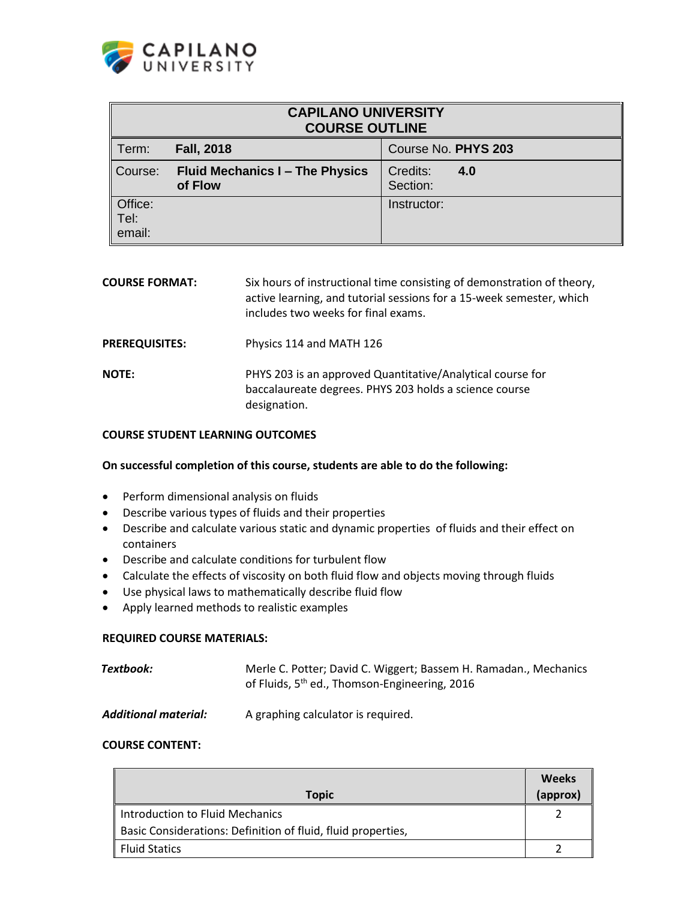| CAPILANO UNIVERSITY COURSE OUTLINE | |
|---|---|
| Term: **Fall, 2018** | Course No. **PHYS 203** |
| Course: **Fluid Mechanics I – The Physics of Flow** | Credits: **4.0**<br>Section: |
| Office:<br>Tel:<br>email: | Instructor: |

**COURSE FORMAT:** Six hours of instructional time consisting of demonstration of theory, active learning, and tutorial sessions for a 15-week semester, which includes two weeks for final exams.

**PREREQUISITES:** Physics 114 and MATH 126

**NOTE:** PHYS 203 is an approved Quantitative/Analytical course for baccalaureate degrees. PHYS 203 holds a science course designation.

**COURSE STUDENT LEARNING OUTCOMES**

**On successful completion of this course, students are able to do the following:**

- Perform dimensional analysis on fluids
- Describe various types of fluids and their properties
- Describe and calculate various static and dynamic properties of fluids and their effect on containers
- Describe and calculate conditions for turbulent flow
- Calculate the effects of viscosity on both fluid flow and objects moving through fluids
- Use physical laws to mathematically describe fluid flow
- Apply learned methods to realistic examples

**REQUIRED COURSE MATERIALS:**

***Textbook:*** Merle C. Potter; David C. Wiggert; Bassem H. Ramadan., Mechanics of Fluids, 5th ed., Thomson-Engineering, 2016

***Additional material:*** A graphing calculator is required.

**COURSE CONTENT:**

| Topic | Weeks (approx) |
|---|---|
| Introduction to Fluid Mechanics<br>Basic Considerations: Definition of fluid, fluid properties, | 2 |
| Fluid Statics | 2 |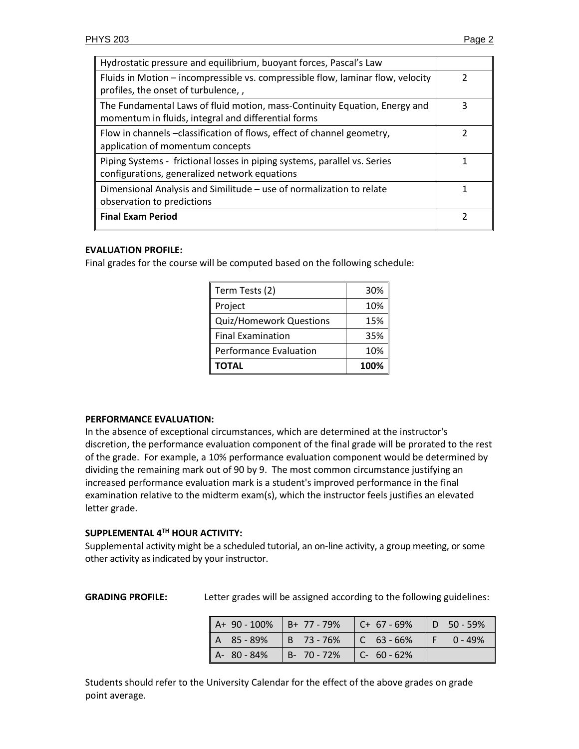| | |
|---|---|
| Hydrostatic pressure and equilibrium, buoyant forces, Pascal's Law | |
| Fluids in Motion – incompressible vs. compressible flow, laminar flow, velocity profiles, the onset of turbulence, , | 2 |
| The Fundamental Laws of fluid motion, mass-Continuity Equation, Energy and momentum in fluids, integral and differential forms | 3 |
| Flow in channels –classification of flows, effect of channel geometry, application of momentum concepts | 2 |
| Piping Systems - frictional losses in piping systems, parallel vs. Series configurations, generalized network equations | 1 |
| Dimensional Analysis and Similitude – use of normalization to relate observation to predictions | 1 |
| **Final Exam Period** | 2 |

**EVALUATION PROFILE:**
Final grades for the course will be computed based on the following schedule:

| | |
|---|---|
| Term Tests (2) | 30% |
| Project | 10% |
| Quiz/Homework Questions | 15% |
| Final Examination | 35% |
| Performance Evaluation | 10% |
| **TOTAL** | **100%** |

**PERFORMANCE EVALUATION:**
In the absence of exceptional circumstances, which are determined at the instructor's discretion, the performance evaluation component of the final grade will be prorated to the rest of the grade. For example, a 10% performance evaluation component would be determined by dividing the remaining mark out of 90 by 9. The most common circumstance justifying an increased performance evaluation mark is a student's improved performance in the final examination relative to the midterm exam(s), which the instructor feels justifies an elevated letter grade.

**SUPPLEMENTAL 4TH HOUR ACTIVITY:**
Supplemental activity might be a scheduled tutorial, an on-line activity, a group meeting, or some other activity as indicated by your instructor.

**GRADING PROFILE:** Letter grades will be assigned according to the following guidelines:

| | | | |
|---|---|---|---|
| A+ 90 - 100% | B+ 77 - 79% | C+ 67 - 69% | D 50 - 59% |
| A 85 - 89% | B 73 - 76% | C 63 - 66% | F 0 - 49% |
| A- 80 - 84% | B- 70 - 72% | C- 60 - 62% | |

Students should refer to the University Calendar for the effect of the above grades on grade point average.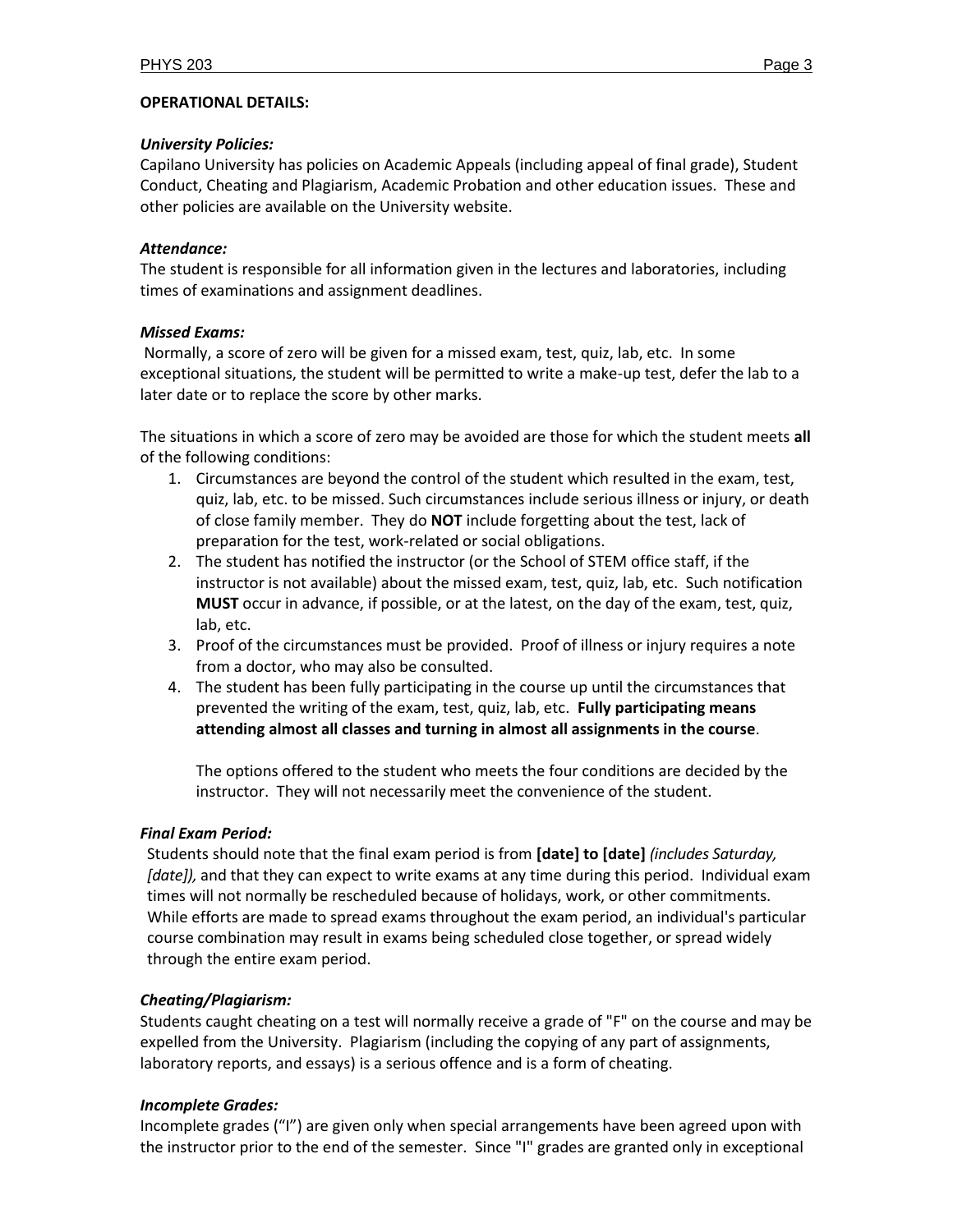**OPERATIONAL DETAILS:**

***University Policies:***
Capilano University has policies on Academic Appeals (including appeal of final grade), Student Conduct, Cheating and Plagiarism, Academic Probation and other education issues. These and other policies are available on the University website.

***Attendance:***
The student is responsible for all information given in the lectures and laboratories, including times of examinations and assignment deadlines.

***Missed Exams:***
Normally, a score of zero will be given for a missed exam, test, quiz, lab, etc. In some exceptional situations, the student will be permitted to write a make-up test, defer the lab to a later date or to replace the score by other marks.

The situations in which a score of zero may be avoided are those for which the student meets **all** of the following conditions:

1. Circumstances are beyond the control of the student which resulted in the exam, test, quiz, lab, etc. to be missed. Such circumstances include serious illness or injury, or death of close family member. They do **NOT** include forgetting about the test, lack of preparation for the test, work-related or social obligations.
2. The student has notified the instructor (or the School of STEM office staff, if the instructor is not available) about the missed exam, test, quiz, lab, etc. Such notification **MUST** occur in advance, if possible, or at the latest, on the day of the exam, test, quiz, lab, etc.
3. Proof of the circumstances must be provided. Proof of illness or injury requires a note from a doctor, who may also be consulted.
4. The student has been fully participating in the course up until the circumstances that prevented the writing of the exam, test, quiz, lab, etc. **Fully participating means attending almost all classes and turning in almost all assignments in the course**.

   The options offered to the student who meets the four conditions are decided by the instructor. They will not necessarily meet the convenience of the student.

***Final Exam Period:***
Students should note that the final exam period is from **[date] to [date]** *(includes Saturday, [date]),* and that they can expect to write exams at any time during this period. Individual exam times will not normally be rescheduled because of holidays, work, or other commitments. While efforts are made to spread exams throughout the exam period, an individual's particular course combination may result in exams being scheduled close together, or spread widely through the entire exam period.

***Cheating/Plagiarism:***
Students caught cheating on a test will normally receive a grade of "F" on the course and may be expelled from the University. Plagiarism (including the copying of any part of assignments, laboratory reports, and essays) is a serious offence and is a form of cheating.

***Incomplete Grades:***
Incomplete grades ("I") are given only when special arrangements have been agreed upon with the instructor prior to the end of the semester. Since "I" grades are granted only in exceptional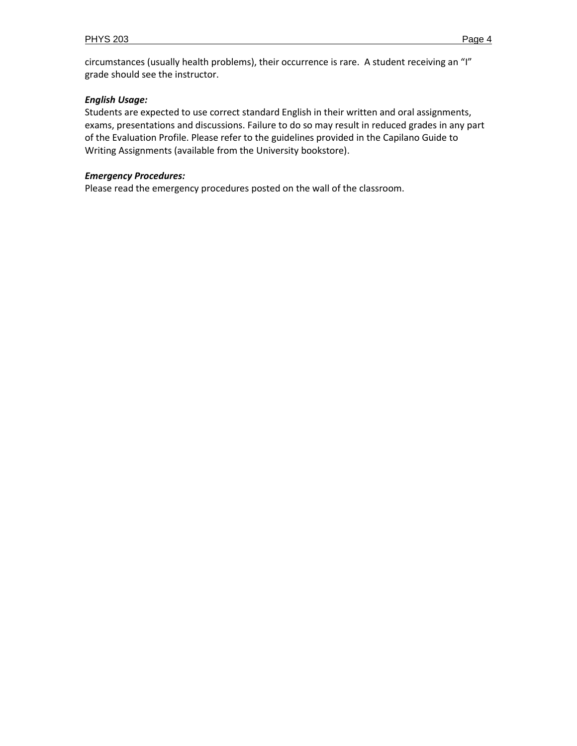circumstances (usually health problems), their occurrence is rare. A student receiving an "I" grade should see the instructor.

***English Usage:***

Students are expected to use correct standard English in their written and oral assignments, exams, presentations and discussions. Failure to do so may result in reduced grades in any part of the Evaluation Profile. Please refer to the guidelines provided in the Capilano Guide to Writing Assignments (available from the University bookstore).

***Emergency Procedures:***

Please read the emergency procedures posted on the wall of the classroom.